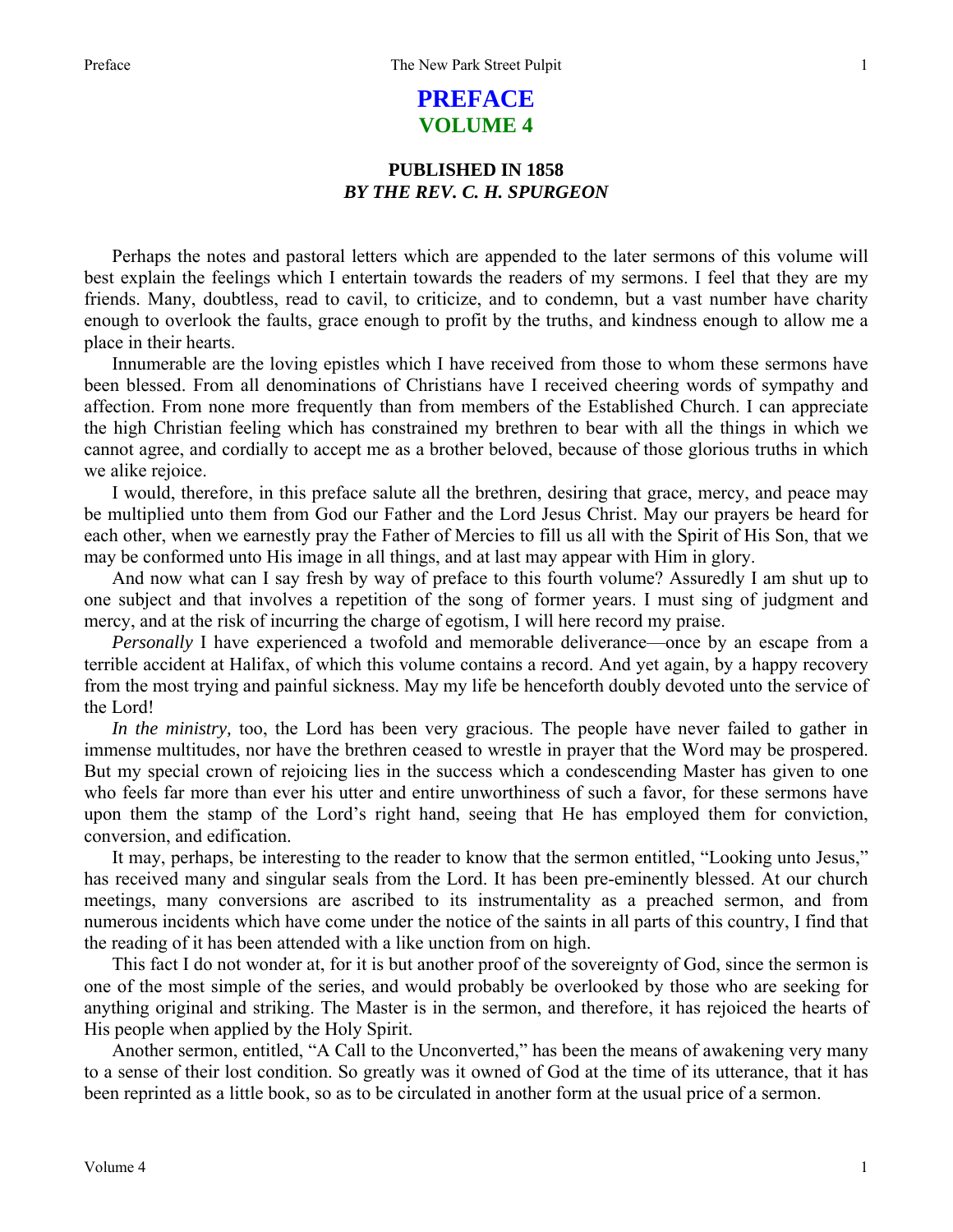# PREFACE
## VOLUME 4

### PUBLISHED IN 1858
### *BY THE REV. C. H. SPURGEON*

Perhaps the notes and pastoral letters which are appended to the later sermons of this volume will best explain the feelings which I entertain towards the readers of my sermons. I feel that they are my friends. Many, doubtless, read to cavil, to criticize, and to condemn, but a vast number have charity enough to overlook the faults, grace enough to profit by the truths, and kindness enough to allow me a place in their hearts.

Innumerable are the loving epistles which I have received from those to whom these sermons have been blessed. From all denominations of Christians have I received cheering words of sympathy and affection. From none more frequently than from members of the Established Church. I can appreciate the high Christian feeling which has constrained my brethren to bear with all the things in which we cannot agree, and cordially to accept me as a brother beloved, because of those glorious truths in which we alike rejoice.

I would, therefore, in this preface salute all the brethren, desiring that grace, mercy, and peace may be multiplied unto them from God our Father and the Lord Jesus Christ. May our prayers be heard for each other, when we earnestly pray the Father of Mercies to fill us all with the Spirit of His Son, that we may be conformed unto His image in all things, and at last may appear with Him in glory.

And now what can I say fresh by way of preface to this fourth volume? Assuredly I am shut up to one subject and that involves a repetition of the song of former years. I must sing of judgment and mercy, and at the risk of incurring the charge of egotism, I will here record my praise.

*Personally* I have experienced a twofold and memorable deliverance—once by an escape from a terrible accident at Halifax, of which this volume contains a record. And yet again, by a happy recovery from the most trying and painful sickness. May my life be henceforth doubly devoted unto the service of the Lord!

*In the ministry,* too, the Lord has been very gracious. The people have never failed to gather in immense multitudes, nor have the brethren ceased to wrestle in prayer that the Word may be prospered. But my special crown of rejoicing lies in the success which a condescending Master has given to one who feels far more than ever his utter and entire unworthiness of such a favor, for these sermons have upon them the stamp of the Lord's right hand, seeing that He has employed them for conviction, conversion, and edification.

It may, perhaps, be interesting to the reader to know that the sermon entitled, "Looking unto Jesus," has received many and singular seals from the Lord. It has been pre-eminently blessed. At our church meetings, many conversions are ascribed to its instrumentality as a preached sermon, and from numerous incidents which have come under the notice of the saints in all parts of this country, I find that the reading of it has been attended with a like unction from on high.

This fact I do not wonder at, for it is but another proof of the sovereignty of God, since the sermon is one of the most simple of the series, and would probably be overlooked by those who are seeking for anything original and striking. The Master is in the sermon, and therefore, it has rejoiced the hearts of His people when applied by the Holy Spirit.

Another sermon, entitled, "A Call to the Unconverted," has been the means of awakening very many to a sense of their lost condition. So greatly was it owned of God at the time of its utterance, that it has been reprinted as a little book, so as to be circulated in another form at the usual price of a sermon.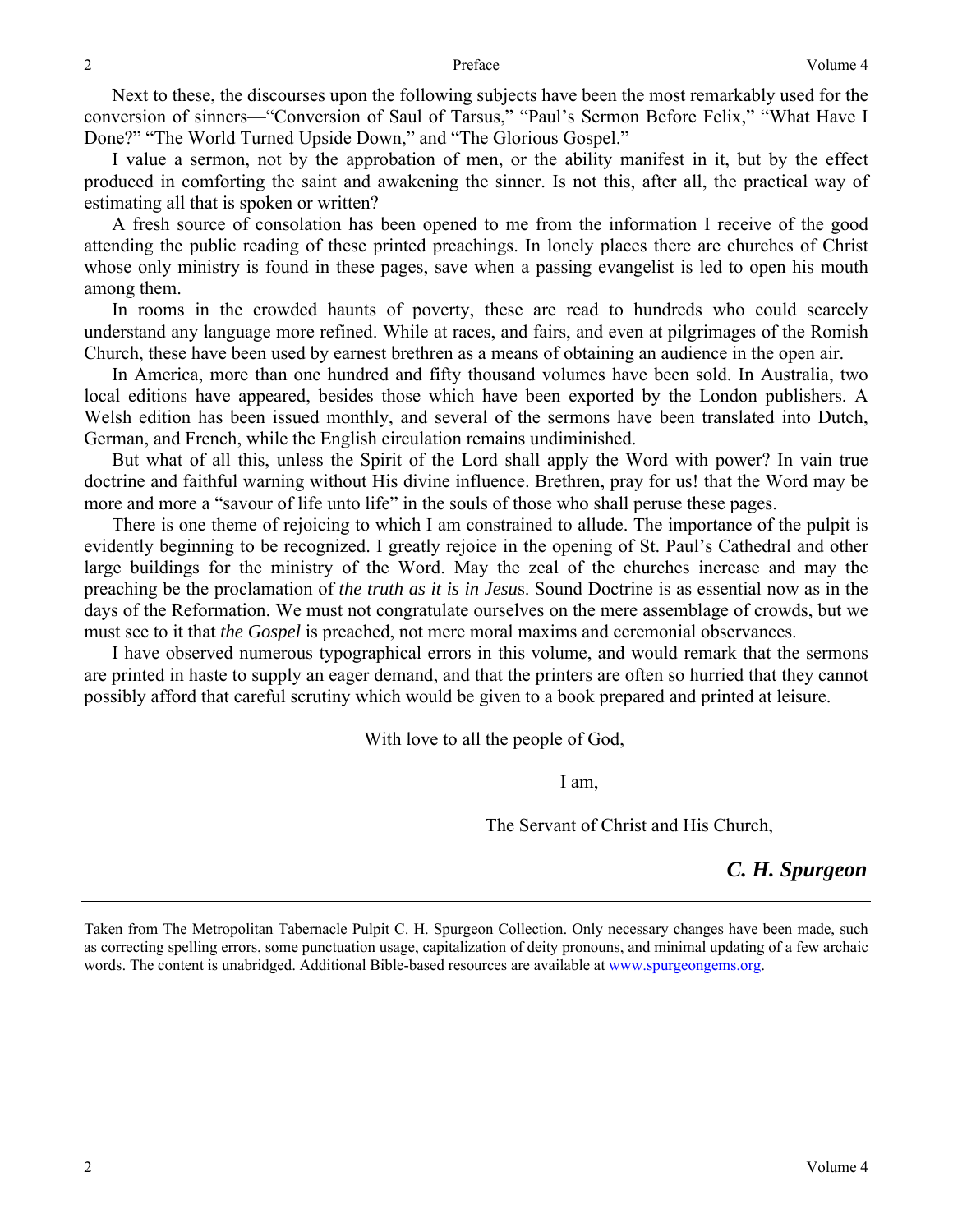Next to these, the discourses upon the following subjects have been the most remarkably used for the conversion of sinners—"Conversion of Saul of Tarsus," "Paul's Sermon Before Felix," "What Have I Done?" "The World Turned Upside Down," and "The Glorious Gospel."

I value a sermon, not by the approbation of men, or the ability manifest in it, but by the effect produced in comforting the saint and awakening the sinner. Is not this, after all, the practical way of estimating all that is spoken or written?

A fresh source of consolation has been opened to me from the information I receive of the good attending the public reading of these printed preachings. In lonely places there are churches of Christ whose only ministry is found in these pages, save when a passing evangelist is led to open his mouth among them.

In rooms in the crowded haunts of poverty, these are read to hundreds who could scarcely understand any language more refined. While at races, and fairs, and even at pilgrimages of the Romish Church, these have been used by earnest brethren as a means of obtaining an audience in the open air.

In America, more than one hundred and fifty thousand volumes have been sold. In Australia, two local editions have appeared, besides those which have been exported by the London publishers. A Welsh edition has been issued monthly, and several of the sermons have been translated into Dutch, German, and French, while the English circulation remains undiminished.

But what of all this, unless the Spirit of the Lord shall apply the Word with power? In vain true doctrine and faithful warning without His divine influence. Brethren, pray for us! that the Word may be more and more a "savour of life unto life" in the souls of those who shall peruse these pages.

There is one theme of rejoicing to which I am constrained to allude. The importance of the pulpit is evidently beginning to be recognized. I greatly rejoice in the opening of St. Paul's Cathedral and other large buildings for the ministry of the Word. May the zeal of the churches increase and may the preaching be the proclamation of *the truth as it is in Jesu*s. Sound Doctrine is as essential now as in the days of the Reformation. We must not congratulate ourselves on the mere assemblage of crowds, but we must see to it that *the Gospel* is preached, not mere moral maxims and ceremonial observances.

I have observed numerous typographical errors in this volume, and would remark that the sermons are printed in haste to supply an eager demand, and that the printers are often so hurried that they cannot possibly afford that careful scrutiny which would be given to a book prepared and printed at leisure.

With love to all the people of God,

I am,

The Servant of Christ and His Church,

***C. H. Spurgeon***

---

Taken from The Metropolitan Tabernacle Pulpit C. H. Spurgeon Collection. Only necessary changes have been made, such as correcting spelling errors, some punctuation usage, capitalization of deity pronouns, and minimal updating of a few archaic words. The content is unabridged. Additional Bible-based resources are available at www.spurgeongems.org.